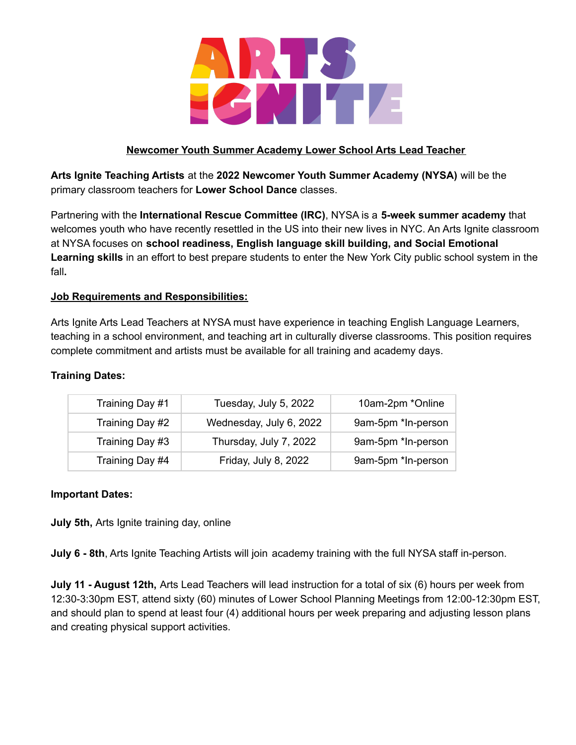# ARTS IGNITE

## Newcomer Youth Summer Academy Lower School Arts Lead Teacher

**Arts Ignite Teaching Artists** at the **2022 Newcomer Youth Summer Academy (NYSA)** will be the primary classroom teachers for **Lower School Dance** classes.

Partnering with the **International Rescue Committee (IRC)**, NYSA is a **5-week summer academy** that welcomes youth who have recently resettled in the US into their new lives in NYC. An Arts Ignite classroom at NYSA focuses on **school readiness, English language skill building, and Social Emotional Learning skills** in an effort to best prepare students to enter the New York City public school system in the fall**.**

### Job Requirements and Responsibilities:

Arts Ignite Arts Lead Teachers at NYSA must have experience in teaching English Language Learners, teaching in a school environment, and teaching art in culturally diverse classrooms. This position requires complete commitment and artists must be available for all training and academy days.

**Training Dates:**

| Training Day #1 | Tuesday, July 5, 2022 | 10am-2pm *Online |
|---|---|---|
| Training Day #2 | Wednesday, July 6, 2022 | 9am-5pm *In-person |
| Training Day #3 | Thursday, July 7, 2022 | 9am-5pm *In-person |
| Training Day #4 | Friday, July 8, 2022 | 9am-5pm *In-person |

**Important Dates:**

**July 5th,** Arts Ignite training day, online

**July 6 - 8th**, Arts Ignite Teaching Artists will join academy training with the full NYSA staff in-person.

**July 11 - August 12th,** Arts Lead Teachers will lead instruction for a total of six (6) hours per week from 12:30-3:30pm EST, attend sixty (60) minutes of Lower School Planning Meetings from 12:00-12:30pm EST, and should plan to spend at least four (4) additional hours per week preparing and adjusting lesson plans and creating physical support activities.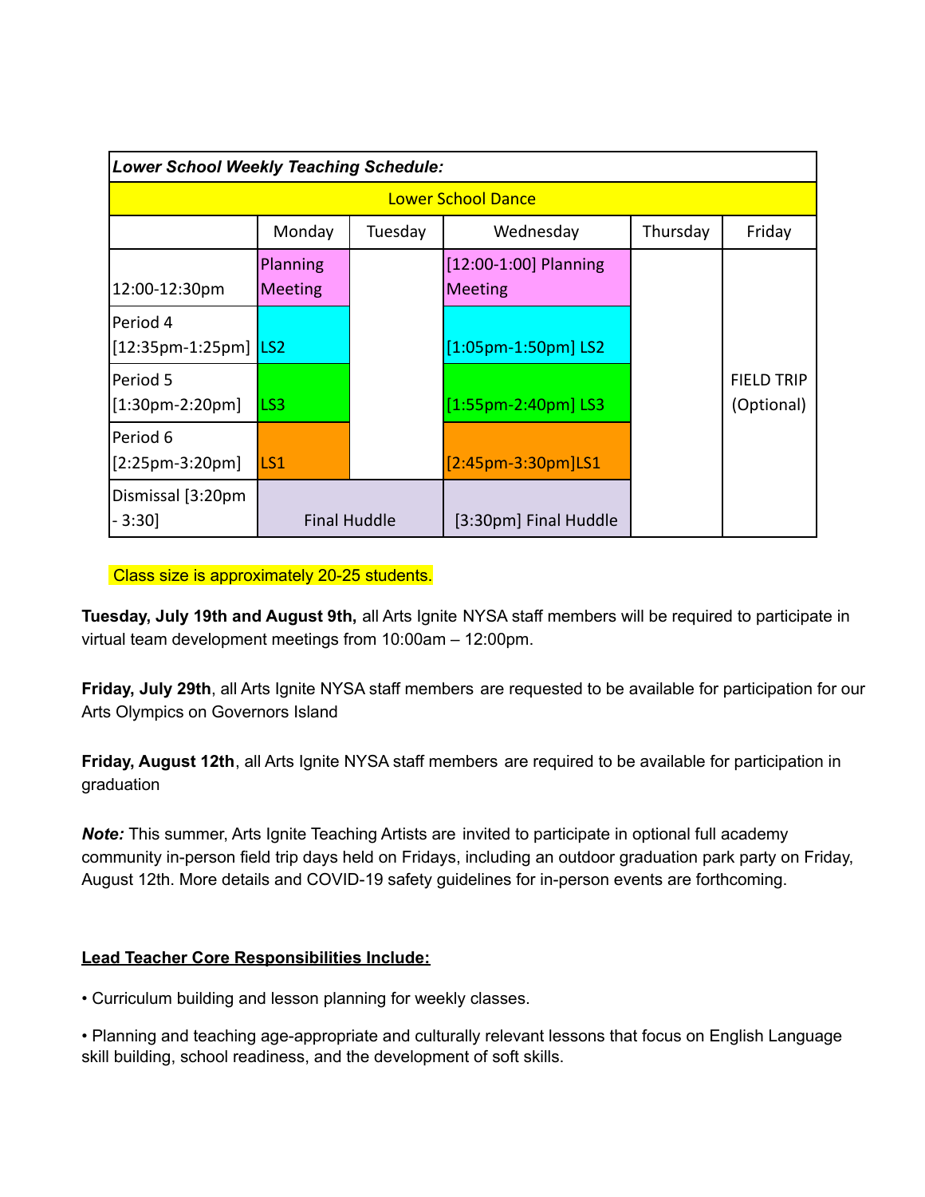| ***Lower School Weekly Teaching Schedule:*** | | | | | |
|---|---|---|---|---|---|
| Lower School Dance | | | | | |
| | Monday | Tuesday | Wednesday | Thursday | Friday |
| 12:00-12:30pm | Planning Meeting | | [12:00-1:00] Planning Meeting | | FIELD TRIP (Optional) |
| Period 4 [12:35pm-1:25pm] | LS2 | | [1:05pm-1:50pm] LS2 | | |
| Period 5 [1:30pm-2:20pm] | LS3 | | [1:55pm-2:40pm] LS3 | | |
| Period 6 [2:25pm-3:20pm] | LS1 | | [2:45pm-3:30pm]LS1 | | |
| Dismissal [3:20pm - 3:30] | Final Huddle | | [3:30pm] Final Huddle | | |

Class size is approximately 20-25 students.

**Tuesday, July 19th and August 9th,** all Arts Ignite NYSA staff members will be required to participate in virtual team development meetings from 10:00am – 12:00pm.

**Friday, July 29th**, all Arts Ignite NYSA staff members are requested to be available for participation for our Arts Olympics on Governors Island

**Friday, August 12th**, all Arts Ignite NYSA staff members are required to be available for participation in graduation

***Note:*** This summer, Arts Ignite Teaching Artists are invited to participate in optional full academy community in-person field trip days held on Fridays, including an outdoor graduation park party on Friday, August 12th. More details and COVID-19 safety guidelines for in-person events are forthcoming.

**Lead Teacher Core Responsibilities Include:**

• Curriculum building and lesson planning for weekly classes.

• Planning and teaching age-appropriate and culturally relevant lessons that focus on English Language skill building, school readiness, and the development of soft skills.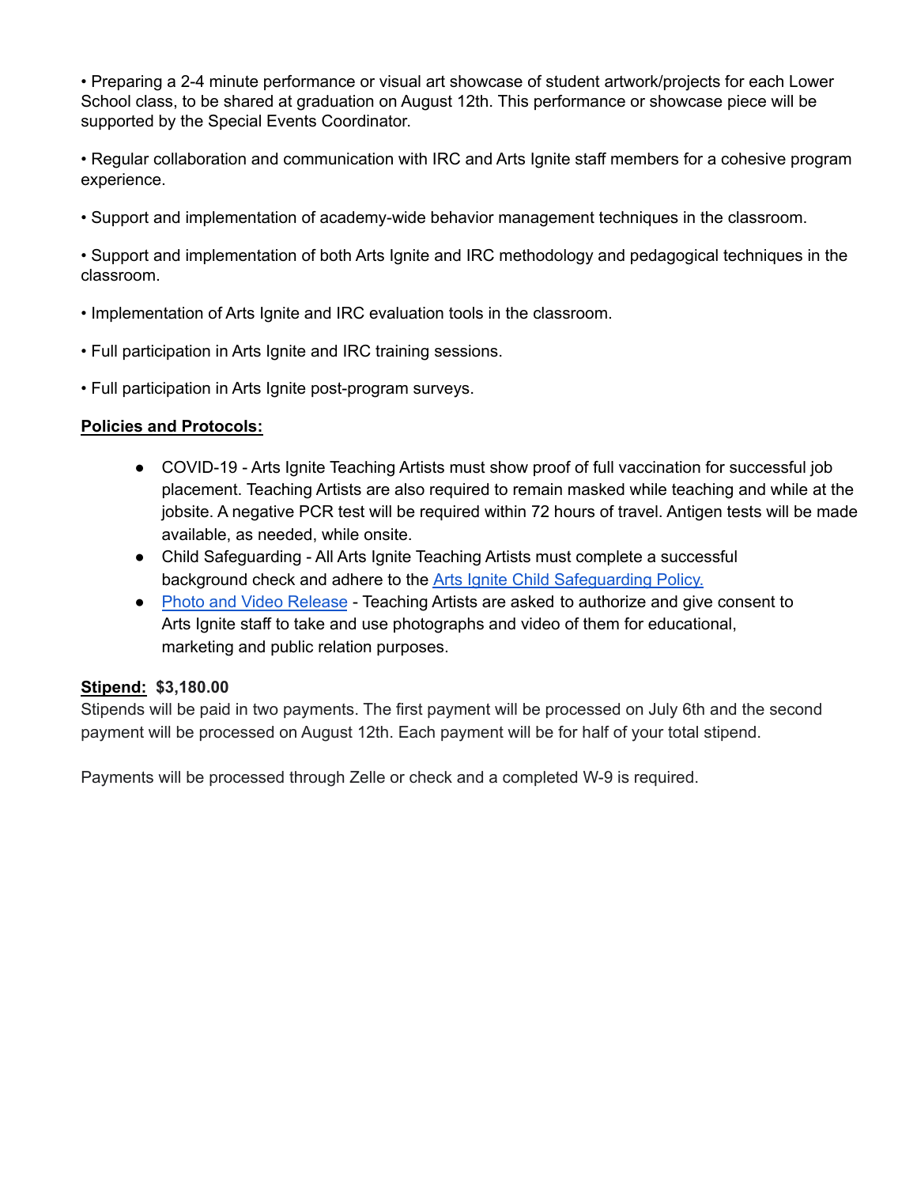• Preparing a 2-4 minute performance or visual art showcase of student artwork/projects for each Lower School class, to be shared at graduation on August 12th. This performance or showcase piece will be supported by the Special Events Coordinator.

• Regular collaboration and communication with IRC and Arts Ignite staff members for a cohesive program experience.

• Support and implementation of academy-wide behavior management techniques in the classroom.

• Support and implementation of both Arts Ignite and IRC methodology and pedagogical techniques in the classroom.

• Implementation of Arts Ignite and IRC evaluation tools in the classroom.

• Full participation in Arts Ignite and IRC training sessions.

• Full participation in Arts Ignite post-program surveys.

**Policies and Protocols:**

- COVID-19 - Arts Ignite Teaching Artists must show proof of full vaccination for successful job placement. Teaching Artists are also required to remain masked while teaching and while at the jobsite. A negative PCR test will be required within 72 hours of travel. Antigen tests will be made available, as needed, while onsite.
- Child Safeguarding - All Arts Ignite Teaching Artists must complete a successful background check and adhere to the Arts Ignite Child Safeguarding Policy.
- Photo and Video Release - Teaching Artists are asked to authorize and give consent to Arts Ignite staff to take and use photographs and video of them for educational, marketing and public relation purposes.

**Stipend:** **$3,180.00**

Stipends will be paid in two payments. The first payment will be processed on July 6th and the second payment will be processed on August 12th. Each payment will be for half of your total stipend.

Payments will be processed through Zelle or check and a completed W-9 is required.